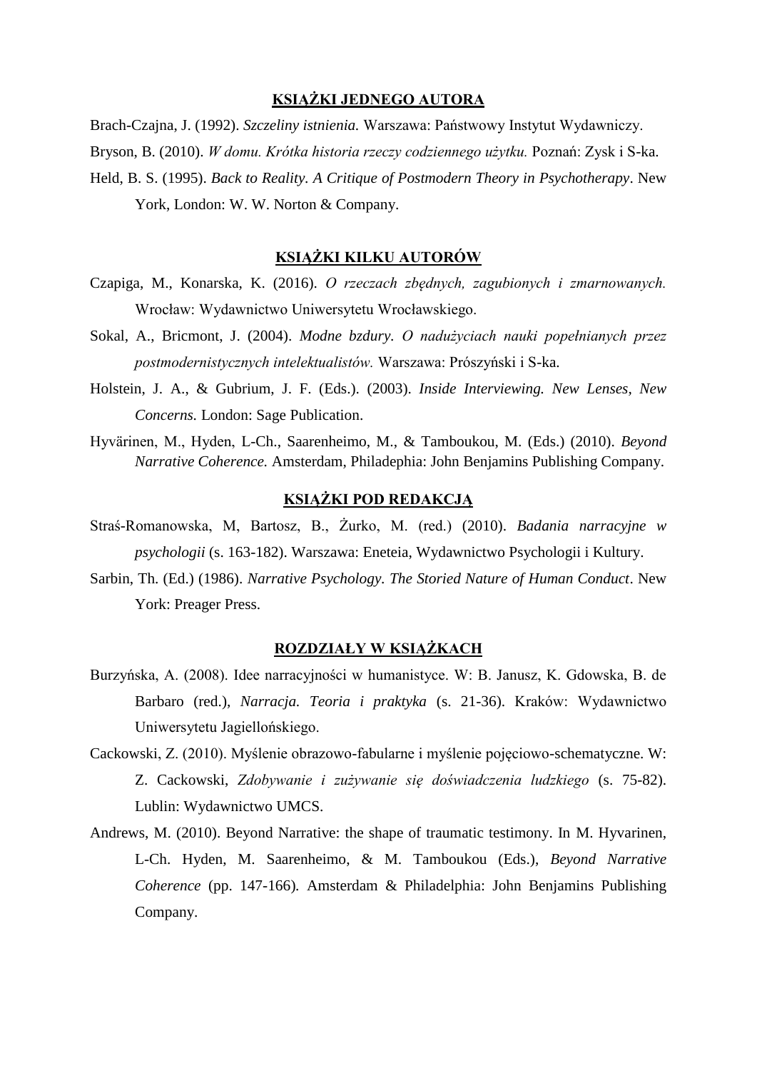## KSIĄŻKI JEDNEGO AUTORA

Brach-Czajna, J. (1992). *Szczeliny istnienia.* Warszawa: Państwowy Instytut Wydawniczy.

Bryson, B. (2010). *W domu. Krótka historia rzeczy codziennego użytku.* Poznań: Zysk i S-ka.

Held, B. S. (1995). *Back to Reality. A Critique of Postmodern Theory in Psychotherapy*. New York, London: W. W. Norton & Company.

## KSIĄŻKI KILKU AUTORÓW

Czapiga, M., Konarska, K. (2016). *O rzeczach zbędnych, zagubionych i zmarnowanych.* Wrocław: Wydawnictwo Uniwersytetu Wrocławskiego.

Sokal, A., Bricmont, J. (2004). *Modne bzdury. O nadużyciach nauki popełnianych przez postmodernistycznych intelektualistów.* Warszawa: Prószyński i S-ka.

Holstein, J. A., & Gubrium, J. F. (Eds.). (2003). *Inside Interviewing. New Lenses, New Concerns.* London: Sage Publication.

Hyvärinen, M., Hyden, L-Ch., Saarenheimo, M., & Tamboukou, M. (Eds.) (2010). *Beyond Narrative Coherence.* Amsterdam, Philadephia: John Benjamins Publishing Company.

## KSIĄŻKI POD REDAKCJĄ

Straś-Romanowska, M, Bartosz, B., Żurko, M. (red.) (2010). *Badania narracyjne w psychologii* (s. 163-182). Warszawa: Eneteia, Wydawnictwo Psychologii i Kultury.

Sarbin, Th. (Ed.) (1986). *Narrative Psychology. The Storied Nature of Human Conduct*. New York: Preager Press.

## ROZDZIAŁY W KSIĄŻKACH

Burzyńska, A. (2008). Idee narracyjności w humanistyce. W: B. Janusz, K. Gdowska, B. de Barbaro (red.), *Narracja. Teoria i praktyka* (s. 21-36). Kraków: Wydawnictwo Uniwersytetu Jagiellońskiego.

Cackowski, Z. (2010). Myślenie obrazowo-fabularne i myślenie pojęciowo-schematyczne. W: Z. Cackowski, *Zdobywanie i zużywanie się doświadczenia ludzkiego* (s. 75-82). Lublin: Wydawnictwo UMCS.

Andrews, M. (2010). Beyond Narrative: the shape of traumatic testimony. In M. Hyvarinen, L-Ch. Hyden, M. Saarenheimo, & M. Tamboukou (Eds.), *Beyond Narrative Coherence* (pp. 147-166). Amsterdam & Philadelphia: John Benjamins Publishing Company.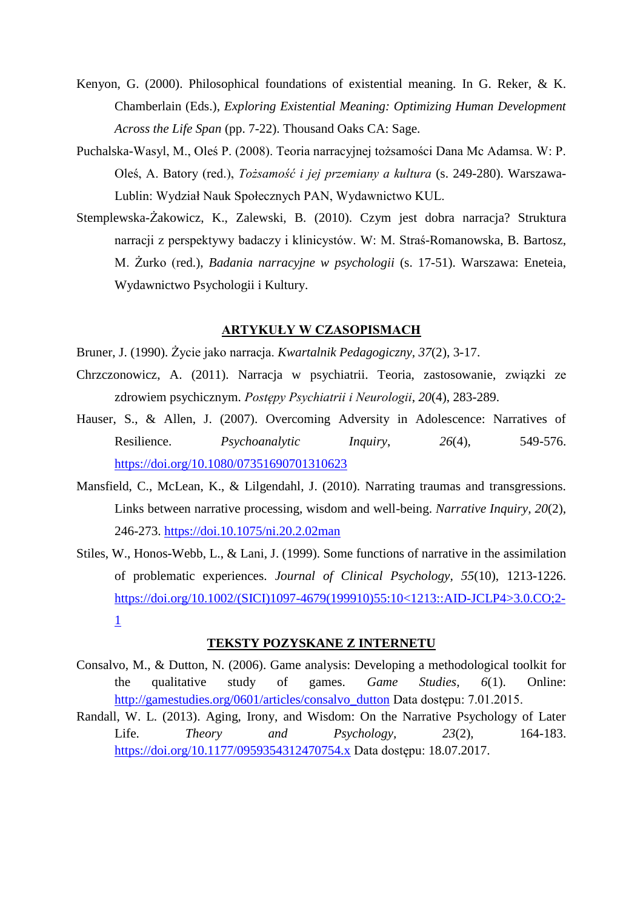Kenyon, G. (2000). Philosophical foundations of existential meaning. In G. Reker, & K. Chamberlain (Eds.), *Exploring Existential Meaning: Optimizing Human Development Across the Life Span* (pp. 7-22). Thousand Oaks CA: Sage.

Puchalska-Wasyl, M., Oleś P. (2008). Teoria narracyjnej tożsamości Dana Mc Adamsa. W: P. Oleś, A. Batory (red.), *Tożsamość i jej przemiany a kultura* (s. 249-280). Warszawa-Lublin: Wydział Nauk Społecznych PAN, Wydawnictwo KUL.

Stemplewska-Żakowicz, K., Zalewski, B. (2010). Czym jest dobra narracja? Struktura narracji z perspektywy badaczy i klinicystów. W: M. Straś-Romanowska, B. Bartosz, M. Żurko (red.), *Badania narracyjne w psychologii* (s. 17-51). Warszawa: Eneteia, Wydawnictwo Psychologii i Kultury.

## ARTYKUŁY W CZASOPISMACH

Bruner, J. (1990). Życie jako narracja. *Kwartalnik Pedagogiczny*, *37*(2), 3-17.

Chrzczonowicz, A. (2011). Narracja w psychiatrii. Teoria, zastosowanie, związki ze zdrowiem psychicznym. *Postępy Psychiatrii i Neurologii*, *20*(4), 283-289.

Hauser, S., & Allen, J. (2007). Overcoming Adversity in Adolescence: Narratives of Resilience. *Psychoanalytic Inquiry*, *26*(4), 549-576. https://doi.org/10.1080/07351690701310623

Mansfield, C., McLean, K., & Lilgendahl, J. (2010). Narrating traumas and transgressions. Links between narrative processing, wisdom and well-being. *Narrative Inquiry, 20*(2), 246-273. https://doi.10.1075/ni.20.2.02man

Stiles, W., Honos-Webb, L., & Lani, J. (1999). Some functions of narrative in the assimilation of problematic experiences. *Journal of Clinical Psychology*, *55*(10), 1213-1226. https://doi.org/10.1002/(SICI)1097-4679(199910)55:10<1213::AID-JCLP4>3.0.CO;2-1

## TEKSTY POZYSKANE Z INTERNETU

Consalvo, M., & Dutton, N. (2006). Game analysis: Developing a methodological toolkit for the qualitative study of games. *Game Studies*, *6*(1). Online: http://gamestudies.org/0601/articles/consalvo_dutton Data dostępu: 7.01.2015.

Randall, W. L. (2013). Aging, Irony, and Wisdom: On the Narrative Psychology of Later Life. *Theory and Psychology*, *23*(2), 164-183. https://doi.org/10.1177/0959354312470754.x Data dostępu: 18.07.2017.